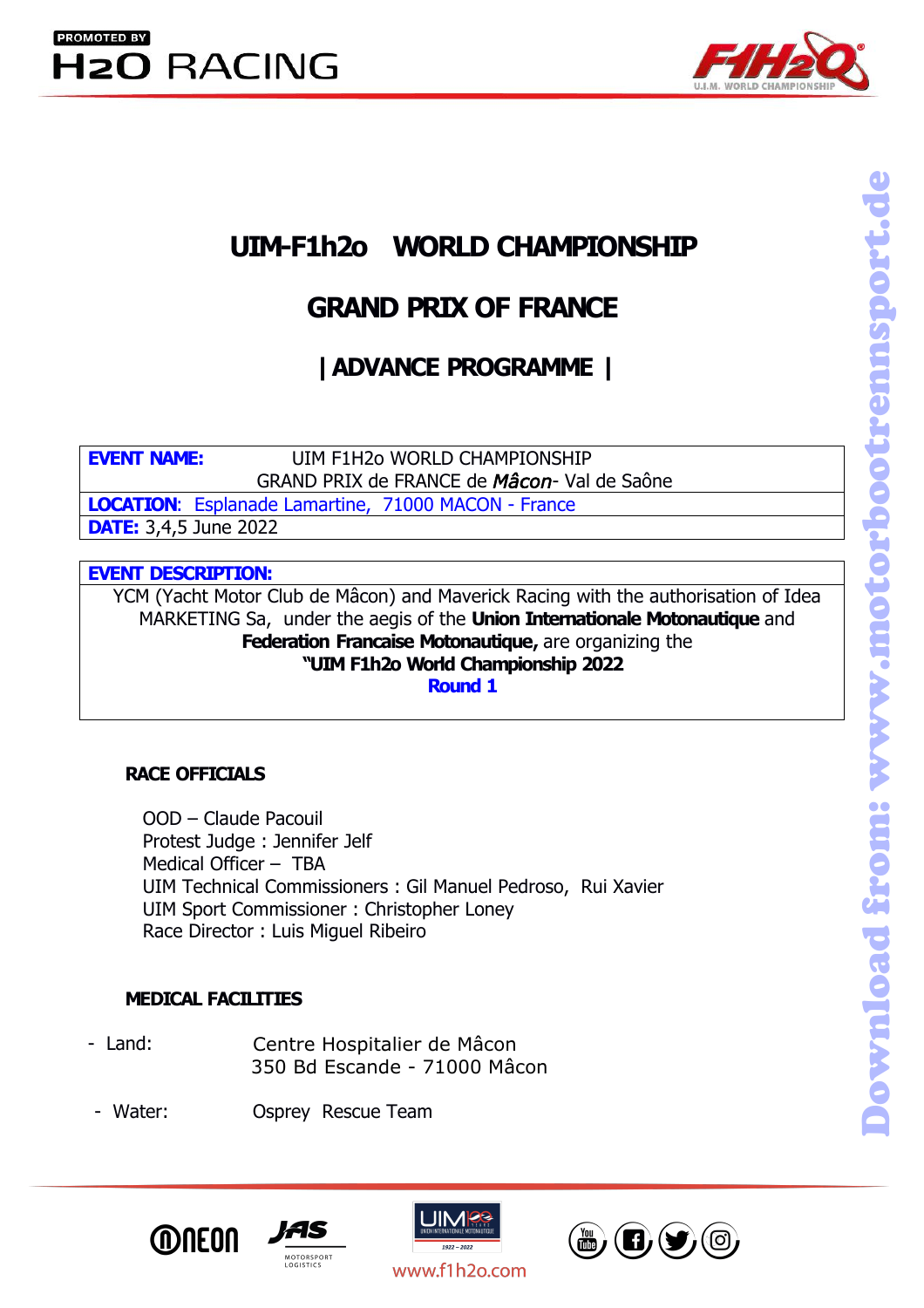# UIM-F1h2o WORLD CHAMPIONSHIP

## GRAND PRIX OF FRANCE

## | ADVANCE PROGRAMME |

| | |
|---|---|
| **EVENT NAME:** | UIM F1H2o WORLD CHAMPIONSHIP<br>GRAND PRIX de FRANCE de ***Mâcon***- Val de Saône |
| **LOCATION**: Esplanade Lamartine, 71000 MACON - France | |
| **DATE:** 3,4,5 June 2022 | |

**EVENT DESCRIPTION:**

YCM (Yacht Motor Club de Mâcon) and Maverick Racing with the authorisation of Idea MARKETING Sa, under the aegis of the **Union Internationale Motonautique** and **Federation Francaise Motonautique,** are organizing the **"UIM F1h2o World Championship 2022**
**Round 1**

### RACE OFFICIALS

OOD – Claude Pacouil
Protest Judge : Jennifer Jelf
Medical Officer – TBA
UIM Technical Commissioners : Gil Manuel Pedroso, Rui Xavier
UIM Sport Commissioner : Christopher Loney
Race Director : Luis Miguel Ribeiro

### MEDICAL FACILITIES

- Land: Centre Hospitalier de Mâcon
  350 Bd Escande - 71000 Mâcon
- Water: Osprey Rescue Team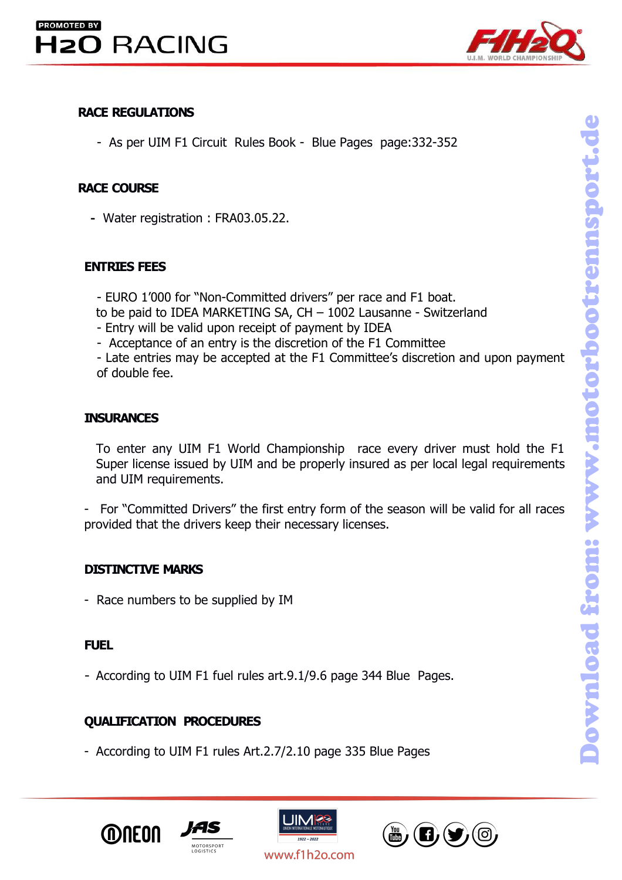## RACE REGULATIONS

- As per UIM F1 Circuit Rules Book - Blue Pages page:332-352

## RACE COURSE

- Water registration : FRA03.05.22.

## ENTRIES FEES

- EURO 1'000 for "Non-Committed drivers" per race and F1 boat.
to be paid to IDEA MARKETING SA, CH – 1002 Lausanne - Switzerland
- Entry will be valid upon receipt of payment by IDEA
- Acceptance of an entry is the discretion of the F1 Committee
- Late entries may be accepted at the F1 Committee's discretion and upon payment of double fee.

## INSURANCES

To enter any UIM F1 World Championship race every driver must hold the F1 Super license issued by UIM and be properly insured as per local legal requirements and UIM requirements.

- For "Committed Drivers" the first entry form of the season will be valid for all races provided that the drivers keep their necessary licenses.

## DISTINCTIVE MARKS

- Race numbers to be supplied by IM

## FUEL

- According to UIM F1 fuel rules art.9.1/9.6 page 344 Blue Pages.

## QUALIFICATION PROCEDURES

- According to UIM F1 rules Art.2.7/2.10 page 335 Blue Pages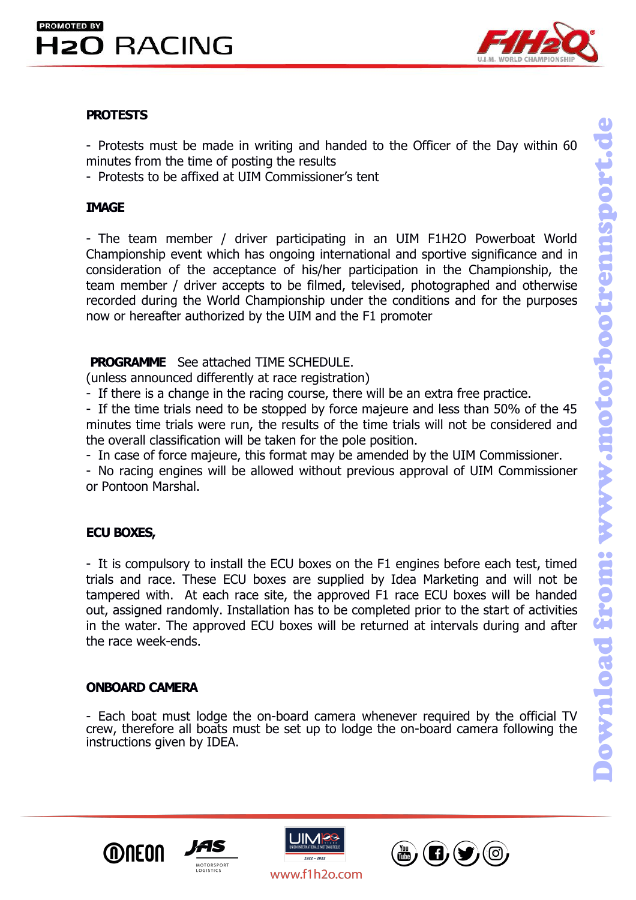**PROTESTS**

- Protests must be made in writing and handed to the Officer of the Day within 60 minutes from the time of posting the results
- Protests to be affixed at UIM Commissioner's tent

**IMAGE**

- The team member / driver participating in an UIM F1H2O Powerboat World Championship event which has ongoing international and sportive significance and in consideration of the acceptance of his/her participation in the Championship, the team member / driver accepts to be filmed, televised, photographed and otherwise recorded during the World Championship under the conditions and for the purposes now or hereafter authorized by the UIM and the F1 promoter

**PROGRAMME** See attached TIME SCHEDULE.
(unless announced differently at race registration)

- If there is a change in the racing course, there will be an extra free practice.
- If the time trials need to be stopped by force majeure and less than 50% of the 45 minutes time trials were run, the results of the time trials will not be considered and the overall classification will be taken for the pole position.
- In case of force majeure, this format may be amended by the UIM Commissioner.
- No racing engines will be allowed without previous approval of UIM Commissioner or Pontoon Marshal.

**ECU BOXES,**

- It is compulsory to install the ECU boxes on the F1 engines before each test, timed trials and race. These ECU boxes are supplied by Idea Marketing and will not be tampered with. At each race site, the approved F1 race ECU boxes will be handed out, assigned randomly. Installation has to be completed prior to the start of activities in the water. The approved ECU boxes will be returned at intervals during and after the race week-ends.

**ONBOARD CAMERA**

- Each boat must lodge the on-board camera whenever required by the official TV crew, therefore all boats must be set up to lodge the on-board camera following the instructions given by IDEA.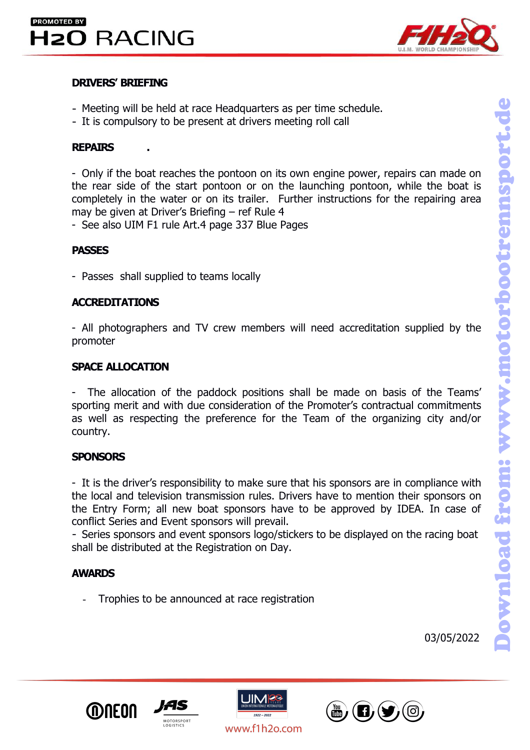**DRIVERS' BRIEFING**

- Meeting will be held at race Headquarters as per time schedule.
- It is compulsory to be present at drivers meeting roll call

**REPAIRS** .

- Only if the boat reaches the pontoon on its own engine power, repairs can made on the rear side of the start pontoon or on the launching pontoon, while the boat is completely in the water or on its trailer. Further instructions for the repairing area may be given at Driver's Briefing – ref Rule 4
- See also UIM F1 rule Art.4 page 337 Blue Pages

**PASSES**

- Passes shall supplied to teams locally

**ACCREDITATIONS**

- All photographers and TV crew members will need accreditation supplied by the promoter

**SPACE ALLOCATION**

- The allocation of the paddock positions shall be made on basis of the Teams' sporting merit and with due consideration of the Promoter's contractual commitments as well as respecting the preference for the Team of the organizing city and/or country.

**SPONSORS**

- It is the driver's responsibility to make sure that his sponsors are in compliance with the local and television transmission rules. Drivers have to mention their sponsors on the Entry Form; all new boat sponsors have to be approved by IDEA. In case of conflict Series and Event sponsors will prevail.
- Series sponsors and event sponsors logo/stickers to be displayed on the racing boat shall be distributed at the Registration on Day.

**AWARDS**

- Trophies to be announced at race registration

03/05/2022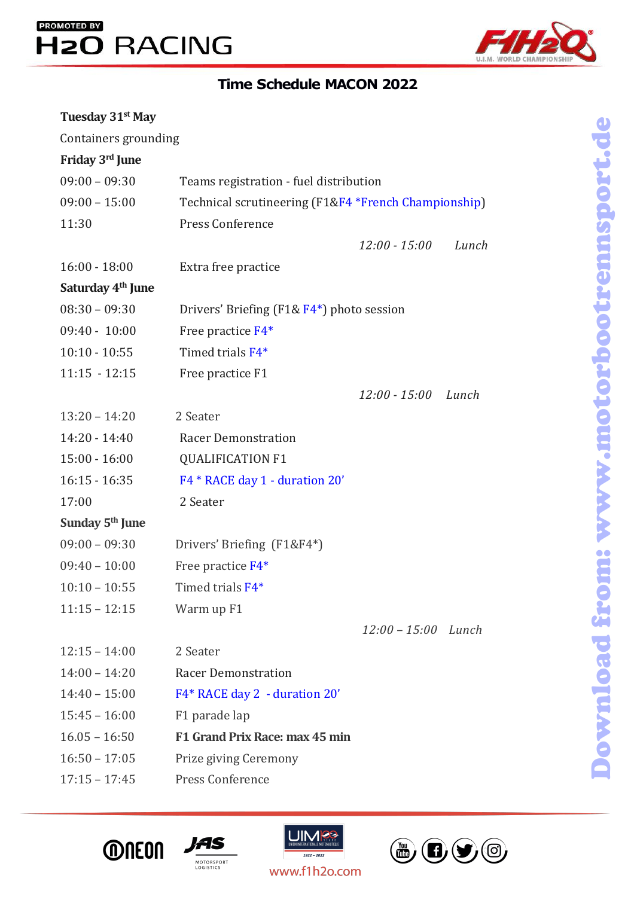PROMOTED BY

**H2O RACING**

## Time Schedule MACON 2022

**Tuesday 31st May**

Containers grounding

**Friday 3rd June**

| | |
|---|---|
| 09:00 – 09:30 | Teams registration - fuel distribution |
| 09:00 – 15:00 | Technical scrutineering (F1&F4 *French Championship) |
| 11:30 | Press Conference |
| | *12:00 - 15:00 Lunch* |
| 16:00 - 18:00 | Extra free practice |

**Saturday 4th June**

| | |
|---|---|
| 08:30 – 09:30 | Drivers' Briefing (F1& F4*) photo session |
| 09:40 - 10:00 | Free practice F4* |
| 10:10 - 10:55 | Timed trials F4* |
| 11:15 - 12:15 | Free practice F1 |
| | *12:00 - 15:00 Lunch* |
| 13:20 – 14:20 | 2 Seater |
| 14:20 - 14:40 | Racer Demonstration |
| 15:00 - 16:00 | QUALIFICATION F1 |
| 16:15 - 16:35 | F4 * RACE day 1 - duration 20' |
| 17:00 | 2 Seater |

**Sunday 5th June**

| | |
|---|---|
| 09:00 – 09:30 | Drivers' Briefing (F1&F4*) |
| 09:40 – 10:00 | Free practice F4* |
| 10:10 – 10:55 | Timed trials F4* |
| 11:15 – 12:15 | Warm up F1 |
| | *12:00 – 15:00 Lunch* |
| 12:15 – 14:00 | 2 Seater |
| 14:00 – 14:20 | Racer Demonstration |
| 14:40 – 15:00 | F4* RACE day 2 - duration 20' |
| 15:45 – 16:00 | F1 parade lap |
| 16.05 – 16:50 | **F1 Grand Prix Race: max 45 min** |
| 16:50 – 17:05 | Prize giving Ceremony |
| 17:15 – 17:45 | Press Conference |

www.f1h2o.com